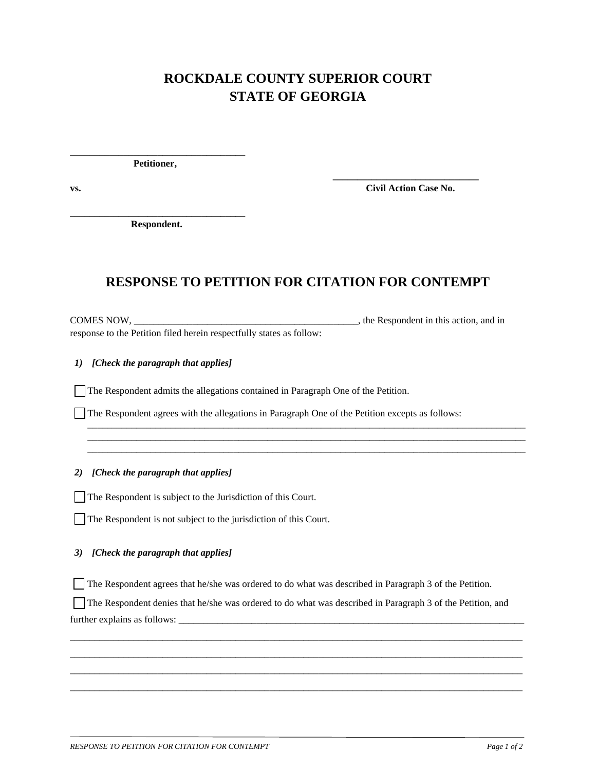# ROCKDALE COUNTY SUPERIOR COURT
# STATE OF GEORGIA

___________________________________
**Petitioner,**

vs.

___________________________________
**Respondent.**

_____________________________
**Civil Action Case No.**

## RESPONSE TO PETITION FOR CITATION FOR CONTEMPT

COMES NOW, _______________________________________________, the Respondent in this action, and in response to the Petition filed herein respectfully states as follow:

***1) [Check the paragraph that applies]***

☐ The Respondent admits the allegations contained in Paragraph One of the Petition.

☐ The Respondent agrees with the allegations in Paragraph One of the Petition excepts as follows:
_____________________________________________________________________________________________
_____________________________________________________________________________________________
_____________________________________________________________________________________________

***2) [Check the paragraph that applies]***

☐ The Respondent is subject to the Jurisdiction of this Court.

☐ The Respondent is not subject to the jurisdiction of this Court.

***3) [Check the paragraph that applies]***

☐ The Respondent agrees that he/she was ordered to do what was described in Paragraph 3 of the Petition.

☐ The Respondent denies that he/she was ordered to do what was described in Paragraph 3 of the Petition, and further explains as follows: ___________________________________________________________________________
_____________________________________________________________________________________________
_____________________________________________________________________________________________
_____________________________________________________________________________________________
_____________________________________________________________________________________________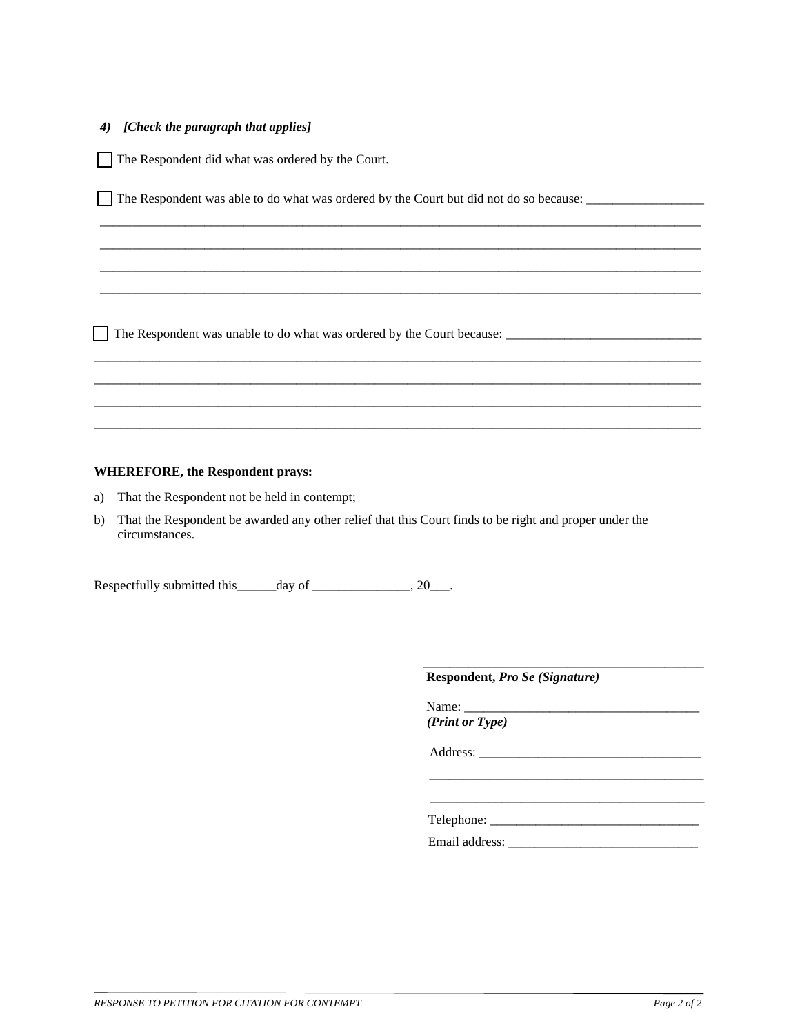*4) [Check the paragraph that applies]*

☐ The Respondent did what was ordered by the Court.

☐ The Respondent was able to do what was ordered by the Court but did not do so because: __________________

_______________________________________________________________________________________________

_______________________________________________________________________________________________

_______________________________________________________________________________________________

_______________________________________________________________________________________________

☐ The Respondent was unable to do what was ordered by the Court because: ______________________________

_______________________________________________________________________________________________

_______________________________________________________________________________________________

_______________________________________________________________________________________________

_______________________________________________________________________________________________

**WHEREFORE, the Respondent prays:**

a) That the Respondent not be held in contempt;

b) That the Respondent be awarded any other relief that this Court finds to be right and proper under the circumstances.

Respectfully submitted this______day of _______________, 20___.

__________________________________________
**Respondent, *Pro Se (Signature)***

Name: ____________________________________
***(Print or Type)***

Address: __________________________________

__________________________________________

__________________________________________

Telephone: ________________________________

Email address: _____________________________